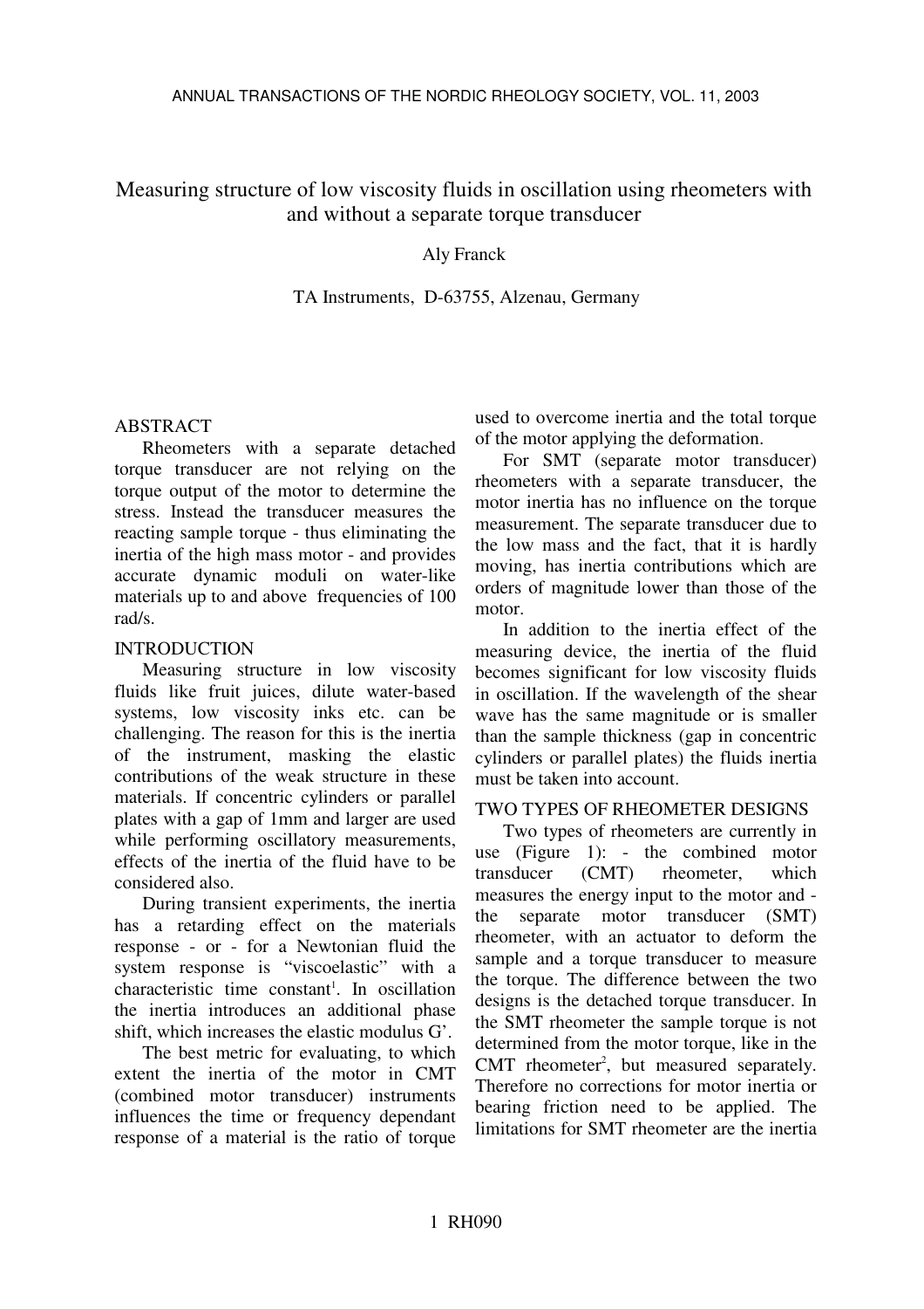# Measuring structure of low viscosity fluids in oscillation using rheometers with and without a separate torque transducer

Aly Franck

TA Instruments, D-63755, Alzenau, Germany

## ABSTRACT

Rheometers with a separate detached torque transducer are not relying on the torque output of the motor to determine the stress. Instead the transducer measures the reacting sample torque - thus eliminating the inertia of the high mass motor - and provides accurate dynamic moduli on water-like materials up to and above frequencies of 100 rad/s.

## INTRODUCTION

Measuring structure in low viscosity fluids like fruit juices, dilute water-based systems, low viscosity inks etc. can be challenging. The reason for this is the inertia of the instrument, masking the elastic contributions of the weak structure in these materials. If concentric cylinders or parallel plates with a gap of 1mm and larger are used while performing oscillatory measurements, effects of the inertia of the fluid have to be considered also.

During transient experiments, the inertia has a retarding effect on the materials response - or - for a Newtonian fluid the system response is "viscoelastic" with a characteristic time constant[1]. In oscillation the inertia introduces an additional phase shift, which increases the elastic modulus G'.

The best metric for evaluating, to which extent the inertia of the motor in CMT (combined motor transducer) instruments influences the time or frequency dependant response of a material is the ratio of torque used to overcome inertia and the total torque of the motor applying the deformation.

For SMT (separate motor transducer) rheometers with a separate transducer, the motor inertia has no influence on the torque measurement. The separate transducer due to the low mass and the fact, that it is hardly moving, has inertia contributions which are orders of magnitude lower than those of the motor.

In addition to the inertia effect of the measuring device, the inertia of the fluid becomes significant for low viscosity fluids in oscillation. If the wavelength of the shear wave has the same magnitude or is smaller than the sample thickness (gap in concentric cylinders or parallel plates) the fluids inertia must be taken into account.

## TWO TYPES OF RHEOMETER DESIGNS

Two types of rheometers are currently in use (Figure 1): - the combined motor transducer (CMT) rheometer, which measures the energy input to the motor and - the separate motor transducer (SMT) rheometer, with an actuator to deform the sample and a torque transducer to measure the torque. The difference between the two designs is the detached torque transducer. In the SMT rheometer the sample torque is not determined from the motor torque, like in the CMT rheometer[2], but measured separately. Therefore no corrections for motor inertia or bearing friction need to be applied. The limitations for SMT rheometer are the inertia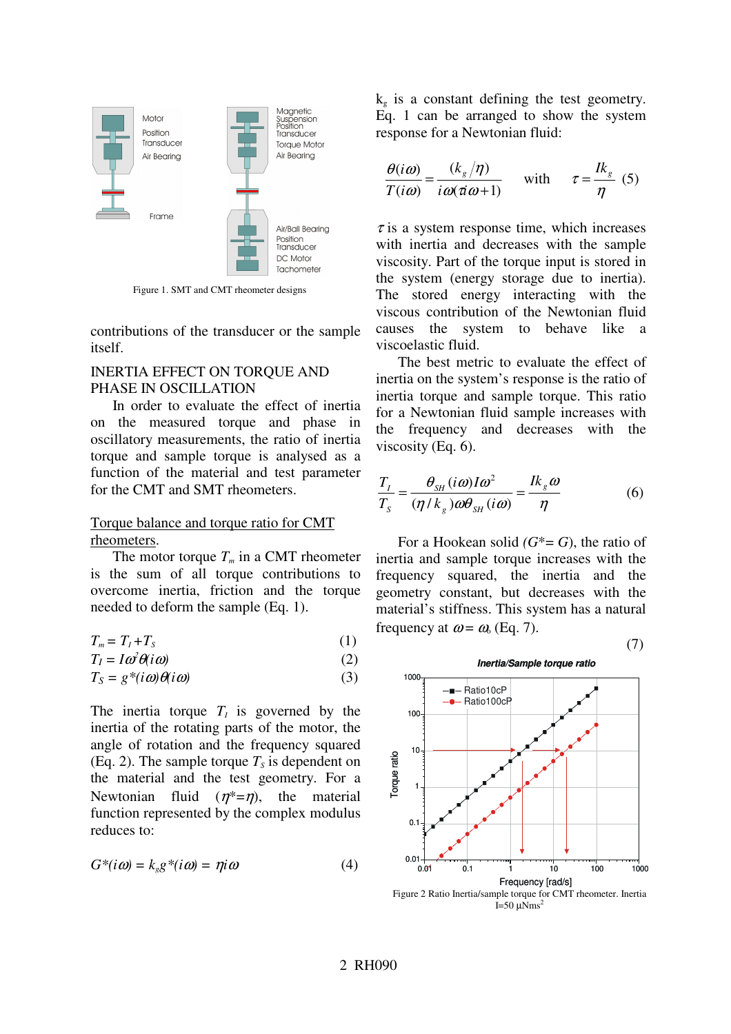Figure 1. SMT and CMT rheometer designs

contributions of the transducer or the sample itself.

## INERTIA EFFECT ON TORQUE AND PHASE IN OSCILLATION

In order to evaluate the effect of inertia on the measured torque and phase in oscillatory measurements, the ratio of inertia torque and sample torque is analysed as a function of the material and test parameter for the CMT and SMT rheometers.

### Torque balance and torque ratio for CMT rheometers.

The motor torque $T_m$ in a CMT rheometer is the sum of all torque contributions to overcome inertia, friction and the torque needed to deform the sample (Eq. 1).

$$T_m = T_I + T_S \tag{1}$$

$$T_I = I\omega^2\theta(i\omega) \tag{2}$$

$$T_S = g^*(i\omega)\theta(i\omega) \tag{3}$$

The inertia torque $T_I$ is governed by the inertia of the rotating parts of the motor, the angle of rotation and the frequency squared (Eq. 2). The sample torque $T_S$ is dependent on the material and the test geometry. For a Newtonian fluid ($\eta^*=\eta$), the material function represented by the complex modulus reduces to:

$$G^*(i\omega) = k_g g^*(i\omega) = \eta i\omega \tag{4}$$

$k_g$ is a constant defining the test geometry. Eq. 1 can be arranged to show the system response for a Newtonian fluid:

$$\frac{\theta(i\omega)}{T(i\omega)} = \frac{(k_g/\eta)}{i\omega(\tau i\omega+1)} \quad \text{with} \quad \tau = \frac{Ik_g}{\eta} \tag{5}$$

$\tau$ is a system response time, which increases with inertia and decreases with the sample viscosity. Part of the torque input is stored in the system (energy storage due to inertia). The stored energy interacting with the viscous contribution of the Newtonian fluid causes the system to behave like a viscoelastic fluid.

The best metric to evaluate the effect of inertia on the system's response is the ratio of inertia torque and sample torque. This ratio for a Newtonian fluid sample increases with the frequency and decreases with the viscosity (Eq. 6).

$$\frac{T_I}{T_S} = \frac{\theta_{SH}(i\omega)I\omega^2}{(\eta/k_g)\omega\theta_{SH}(i\omega)} = \frac{Ik_g\omega}{\eta} \tag{6}$$

For a Hookean solid ($G^*= G$), the ratio of inertia and sample torque increases with the frequency squared, the inertia and the geometry constant, but decreases with the material's stiffness. This system has a natural frequency at $\omega = \omega_0$ (Eq. 7).

(7)

Figure 2 Ratio Inertia/sample torque for CMT rheometer. Inertia I=50 µNms$^2$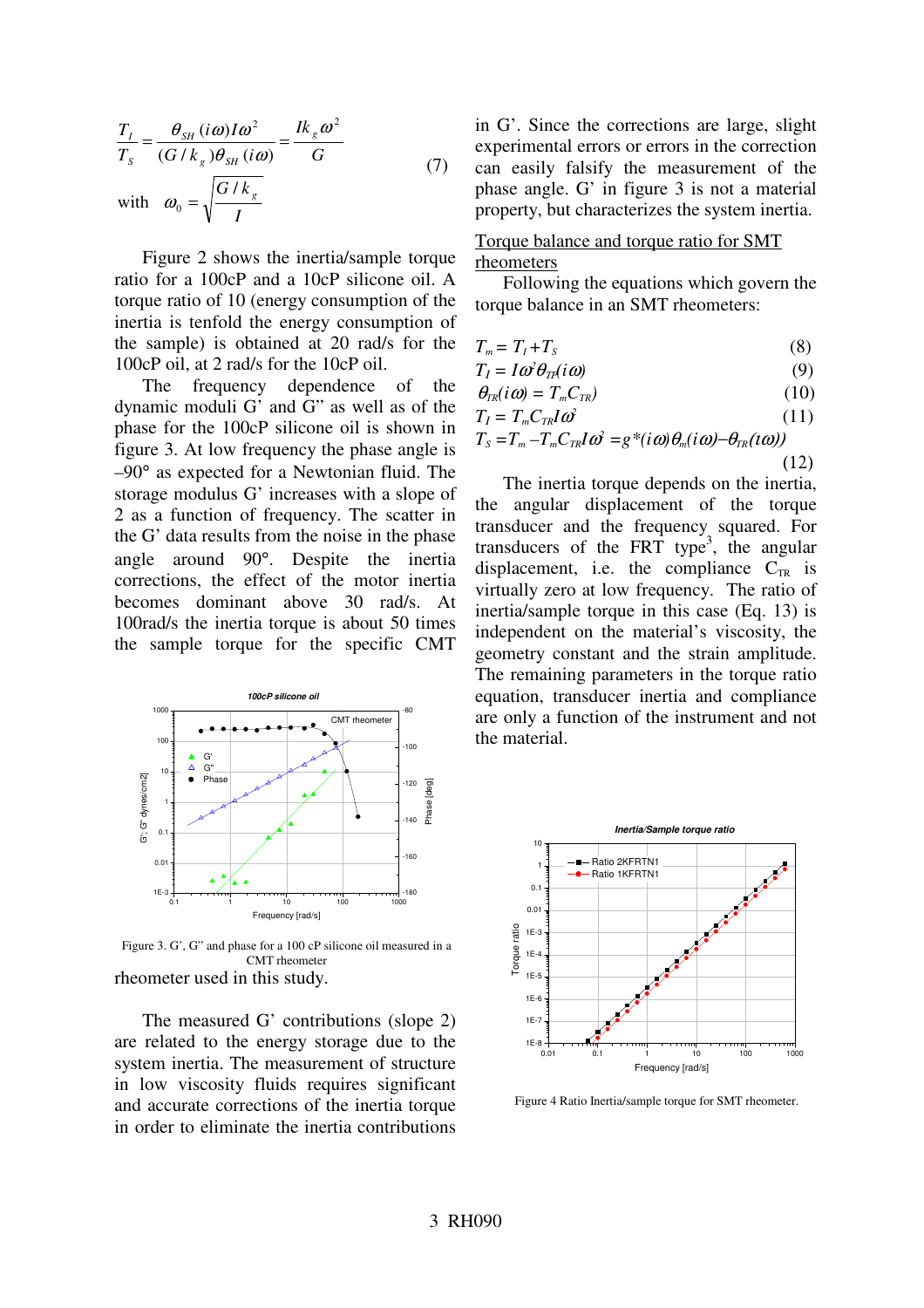$$\frac{T_I}{T_S} = \frac{\theta_{SH}(i\omega)I\omega^2}{(G/k_g)\theta_{SH}(i\omega)} = \frac{Ik_g\omega^2}{G} \tag{7}$$

$$\text{with} \quad \omega_0 = \sqrt{\frac{G/k_g}{I}}$$

Figure 2 shows the inertia/sample torque ratio for a 100cP and a 10cP silicone oil. A torque ratio of 10 (energy consumption of the inertia is tenfold the energy consumption of the sample) is obtained at 20 rad/s for the 100cP oil, at 2 rad/s for the 10cP oil.

The frequency dependence of the dynamic moduli G' and G" as well as of the phase for the 100cP silicone oil is shown in figure 3. At low frequency the phase angle is –90° as expected for a Newtonian fluid. The storage modulus G' increases with a slope of 2 as a function of frequency. The scatter in the G' data results from the noise in the phase angle around 90°. Despite the inertia corrections, the effect of the motor inertia becomes dominant above 30 rad/s. At 100rad/s the inertia torque is about 50 times the sample torque for the specific CMT rheometer used in this study.

Figure 3. G', G" and phase for a 100 cP silicone oil measured in a CMT rheometer

The measured G' contributions (slope 2) are related to the energy storage due to the system inertia. The measurement of structure in low viscosity fluids requires significant and accurate corrections of the inertia torque in order to eliminate the inertia contributions in G'. Since the corrections are large, slight experimental errors or errors in the correction can easily falsify the measurement of the phase angle. G' in figure 3 is not a material property, but characterizes the system inertia.

## Torque balance and torque ratio for SMT rheometers

Following the equations which govern the torque balance in an SMT rheometers:

$$T_m = T_I + T_S \tag{8}$$

$$T_I = I\omega^2\theta_{TR}(i\omega) \tag{9}$$

$$\theta_{TR}(i\omega) = T_m C_{TR} \tag{10}$$

$$T_I = T_m C_{TR} I\omega^2 \tag{11}$$

$$T_S = T_m - T_m C_{TR} I\omega^2 = g^*(i\omega)\theta_m(i\omega) - \theta_{TR}(i\omega)) \tag{12}$$

The inertia torque depends on the inertia, the angular displacement of the torque transducer and the frequency squared. For transducers of the FRT type[3], the angular displacement, i.e. the compliance $C_{TR}$ is virtually zero at low frequency. The ratio of inertia/sample torque in this case (Eq. 13) is independent on the material's viscosity, the geometry constant and the strain amplitude. The remaining parameters in the torque ratio equation, transducer inertia and compliance are only a function of the instrument and not the material.

Figure 4 Ratio Inertia/sample torque for SMT rheometer.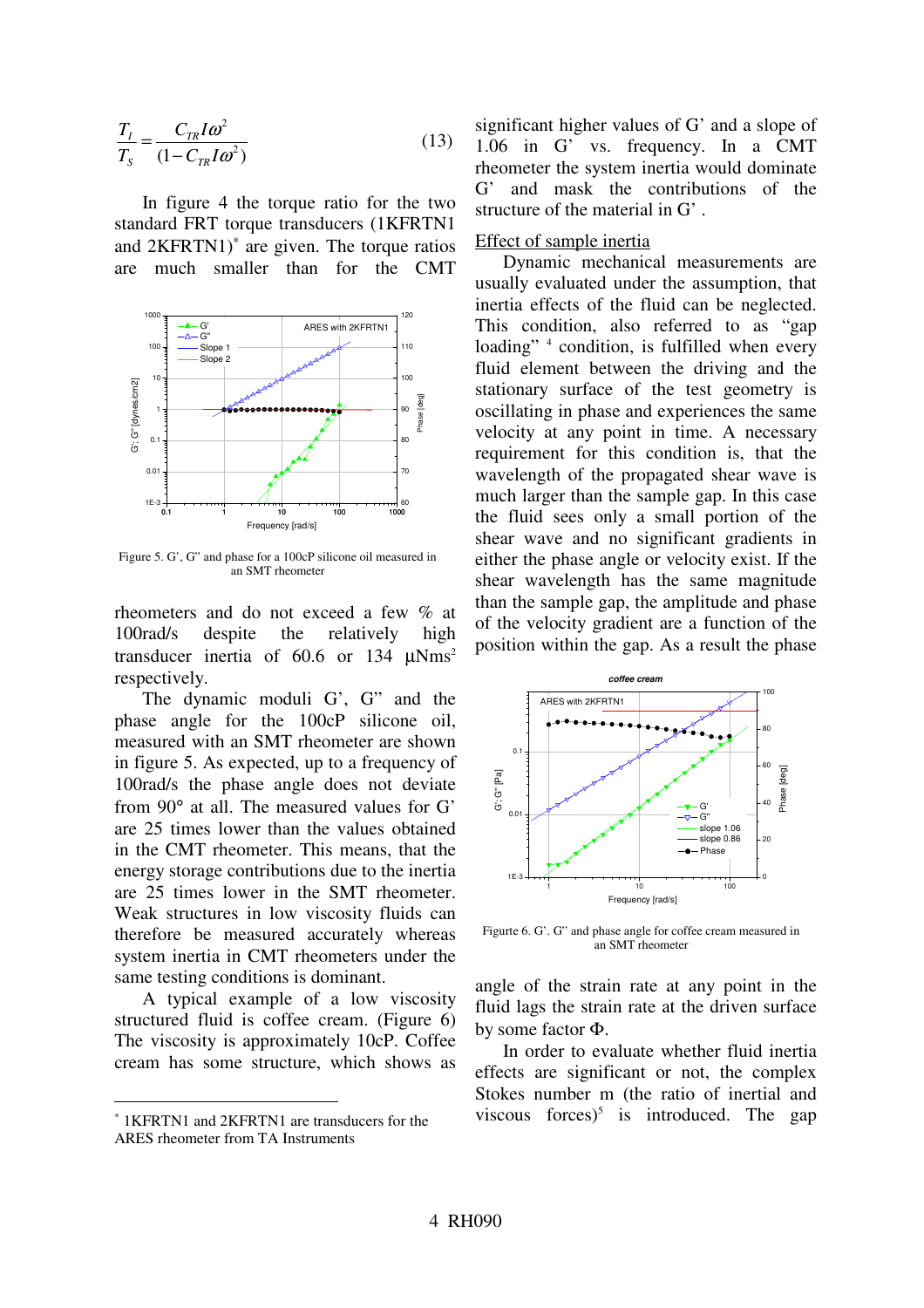$$\frac{T_I}{T_S} = \frac{C_{TR} I \omega^2}{(1 - C_{TR} I \omega^2)} \qquad (13)$$

In figure 4 the torque ratio for the two standard FRT torque transducers (1KFRTN1 and 2KFRTN1)* are given. The torque ratios are much smaller than for the CMT rheometers and do not exceed a few % at 100rad/s despite the relatively high transducer inertia of 60.6 or 134 µNms² respectively.

Figure 5. G', G" and phase for a 100cP silicone oil measured in an SMT rheometer

The dynamic moduli G', G" and the phase angle for the 100cP silicone oil, measured with an SMT rheometer are shown in figure 5. As expected, up to a frequency of 100rad/s the phase angle does not deviate from 90° at all. The measured values for G' are 25 times lower than the values obtained in the CMT rheometer. This means, that the energy storage contributions due to the inertia are 25 times lower in the SMT rheometer. Weak structures in low viscosity fluids can therefore be measured accurately whereas system inertia in CMT rheometers under the same testing conditions is dominant.

A typical example of a low viscosity structured fluid is coffee cream. (Figure 6) The viscosity is approximately 10cP. Coffee cream has some structure, which shows as significant higher values of G' and a slope of 1.06 in G' vs. frequency. In a CMT rheometer the system inertia would dominate G' and mask the contributions of the structure of the material in G'.

* 1KFRTN1 and 2KFRTN1 are transducers for the ARES rheometer from TA Instruments

## Effect of sample inertia

Dynamic mechanical measurements are usually evaluated under the assumption, that inertia effects of the fluid can be neglected. This condition, also referred to as "gap loading" [4] condition, is fulfilled when every fluid element between the driving and the stationary surface of the test geometry is oscillating in phase and experiences the same velocity at any point in time. A necessary requirement for this condition is, that the wavelength of the propagated shear wave is much larger than the sample gap. In this case the fluid sees only a small portion of the shear wave and no significant gradients in either the phase angle or velocity exist. If the shear wavelength has the same magnitude than the sample gap, the amplitude and phase of the velocity gradient are a function of the position within the gap. As a result the phase angle of the strain rate at any point in the fluid lags the strain rate at the driven surface by some factor $\Phi$.

Figurte 6. G'. G" and phase angle for coffee cream measured in an SMT rheometer

In order to evaluate whether fluid inertia effects are significant or not, the complex Stokes number m (the ratio of inertial and viscous forces)[5] is introduced. The gap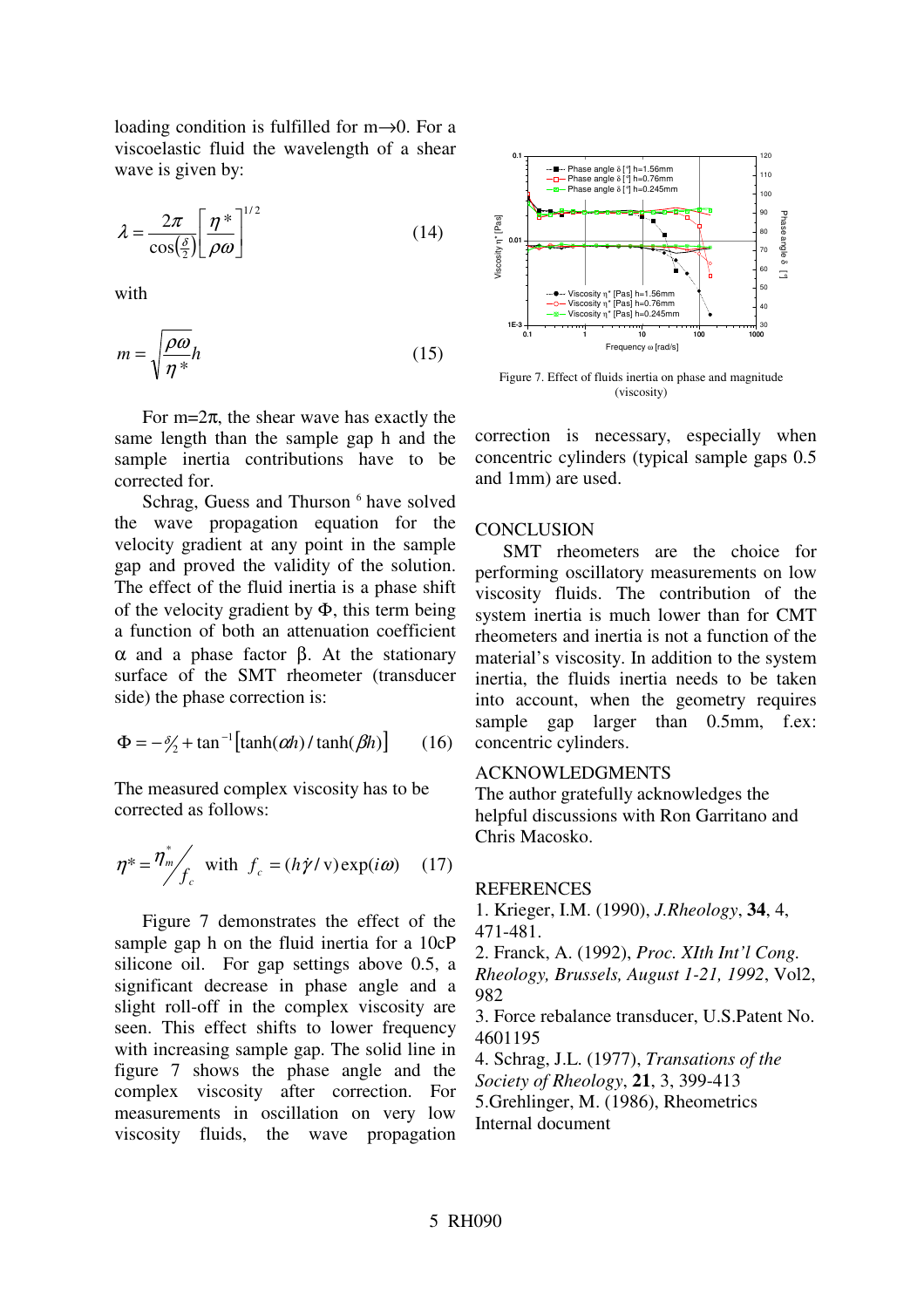loading condition is fulfilled for m→0. For a viscoelastic fluid the wavelength of a shear wave is given by:

$$\lambda = \frac{2\pi}{\cos\left(\frac{\delta}{2}\right)}\left[\frac{\eta^*}{\rho\omega}\right]^{1/2} \tag{14}$$

with

$$m = \sqrt{\frac{\rho\omega}{\eta^*}}h \tag{15}$$

For $m=2\pi$, the shear wave has exactly the same length than the sample gap h and the sample inertia contributions have to be corrected for.

Schrag, Guess and Thurson [6] have solved the wave propagation equation for the velocity gradient at any point in the sample gap and proved the validity of the solution. The effect of the fluid inertia is a phase shift of the velocity gradient by $\Phi$, this term being a function of both an attenuation coefficient $\alpha$ and a phase factor $\beta$. At the stationary surface of the SMT rheometer (transducer side) the phase correction is:

$$\Phi = -\delta/_2 + \tan^{-1}\left[\tanh(\alpha h)/\tanh(\beta h)\right] \tag{16}$$

The measured complex viscosity has to be corrected as follows:

$$\eta^* = \eta^*_m/_{f_c} \quad \text{with} \quad f_c = (h\dot{\gamma}/\mathrm{v})\exp(i\omega) \tag{17}$$

Figure 7 demonstrates the effect of the sample gap h on the fluid inertia for a 10cP silicone oil. For gap settings above 0.5, a significant decrease in phase angle and a slight roll-off in the complex viscosity are seen. This effect shifts to lower frequency with increasing sample gap. The solid line in figure 7 shows the phase angle and the complex viscosity after correction. For measurements in oscillation on very low viscosity fluids, the wave propagation correction is necessary, especially when concentric cylinders (typical sample gaps 0.5 and 1mm) are used.

Figure 7. Effect of fluids inertia on phase and magnitude (viscosity)

## CONCLUSION

SMT rheometers are the choice for performing oscillatory measurements on low viscosity fluids. The contribution of the system inertia is much lower than for CMT rheometers and inertia is not a function of the material's viscosity. In addition to the system inertia, the fluids inertia needs to be taken into account, when the geometry requires sample gap larger than 0.5mm, f.ex: concentric cylinders.

## ACKNOWLEDGMENTS

The author gratefully acknowledges the helpful discussions with Ron Garritano and Chris Macosko.

## REFERENCES

1. Krieger, I.M. (1990), *J.Rheology*, **34**, 4, 471-481.
2. Franck, A. (1992), *Proc. XIth Int'l Cong. Rheology, Brussels, August 1-21, 1992*, Vol2, 982
3. Force rebalance transducer, U.S.Patent No. 4601195
4. Schrag, J.L. (1977), *Transations of the Society of Rheology*, **21**, 3, 399-413
5. Grehlinger, M. (1986), Rheometrics Internal document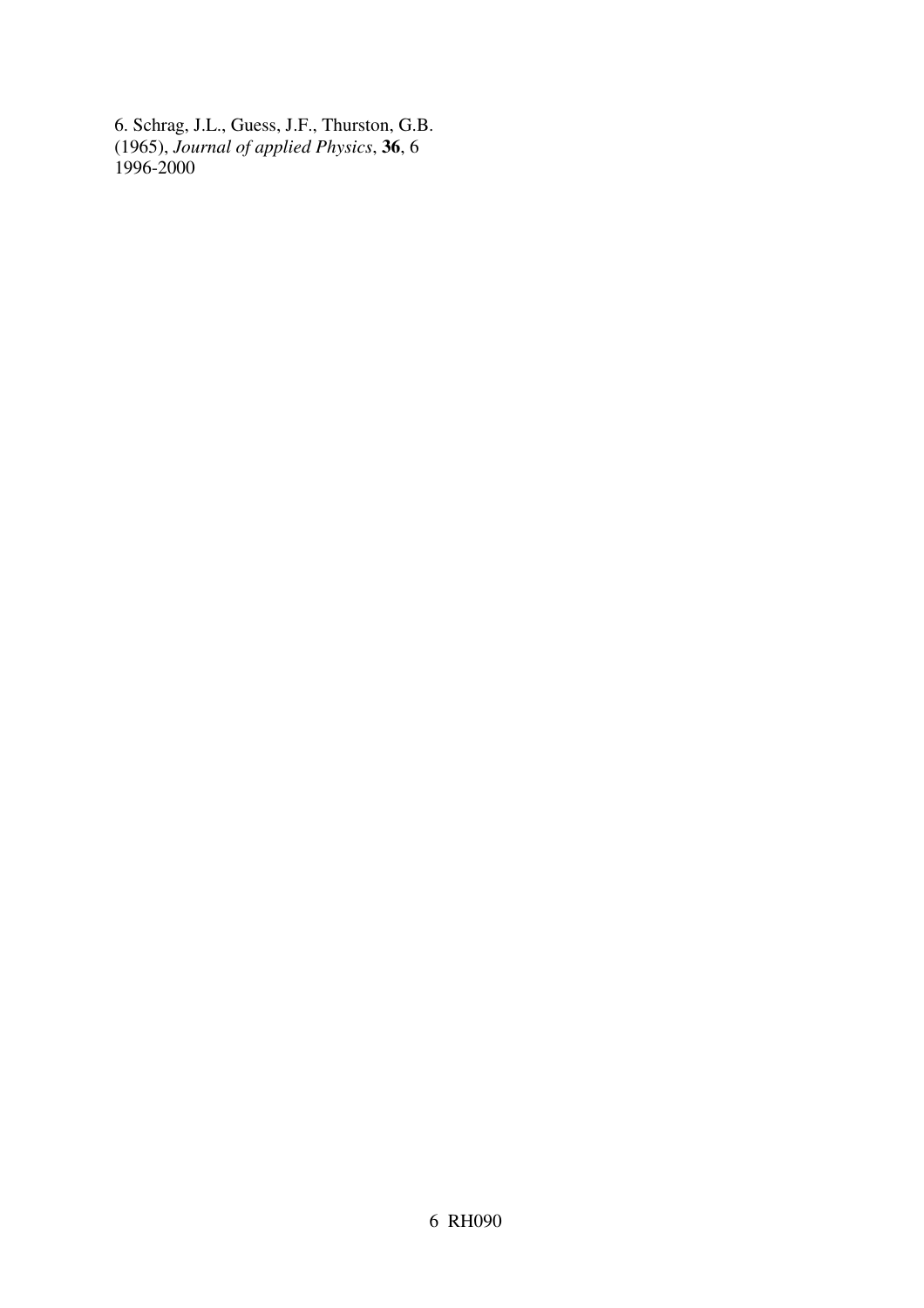6. Schrag, J.L., Guess, J.F., Thurston, G.B. (1965), *Journal of applied Physics*, **36**, 6 1996-2000